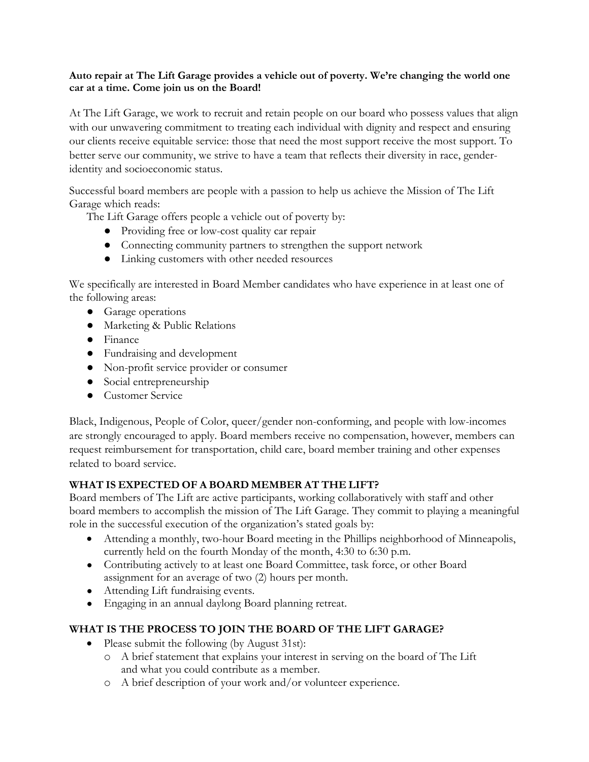**Auto repair at The Lift Garage provides a vehicle out of poverty. We're changing the world one car at a time. Come join us on the Board!**

At The Lift Garage, we work to recruit and retain people on our board who possess values that align with our unwavering commitment to treating each individual with dignity and respect and ensuring our clients receive equitable service: those that need the most support receive the most support. To better serve our community, we strive to have a team that reflects their diversity in race, gender-identity and socioeconomic status.

Successful board members are people with a passion to help us achieve the Mission of The Lift Garage which reads:

The Lift Garage offers people a vehicle out of poverty by:

- Providing free or low-cost quality car repair
- Connecting community partners to strengthen the support network
- Linking customers with other needed resources

We specifically are interested in Board Member candidates who have experience in at least one of the following areas:

- Garage operations
- Marketing & Public Relations
- Finance
- Fundraising and development
- Non-profit service provider or consumer
- Social entrepreneurship
- Customer Service

Black, Indigenous, People of Color, queer/gender non-conforming, and people with low-incomes are strongly encouraged to apply. Board members receive no compensation, however, members can request reimbursement for transportation, child care, board member training and other expenses related to board service.

## WHAT IS EXPECTED OF A BOARD MEMBER AT THE LIFT?

Board members of The Lift are active participants, working collaboratively with staff and other board members to accomplish the mission of The Lift Garage. They commit to playing a meaningful role in the successful execution of the organization's stated goals by:

- Attending a monthly, two-hour Board meeting in the Phillips neighborhood of Minneapolis, currently held on the fourth Monday of the month, 4:30 to 6:30 p.m.
- Contributing actively to at least one Board Committee, task force, or other Board assignment for an average of two (2) hours per month.
- Attending Lift fundraising events.
- Engaging in an annual daylong Board planning retreat.

## WHAT IS THE PROCESS TO JOIN THE BOARD OF THE LIFT GARAGE?

- Please submit the following (by August 31st):
  - A brief statement that explains your interest in serving on the board of The Lift and what you could contribute as a member.
  - A brief description of your work and/or volunteer experience.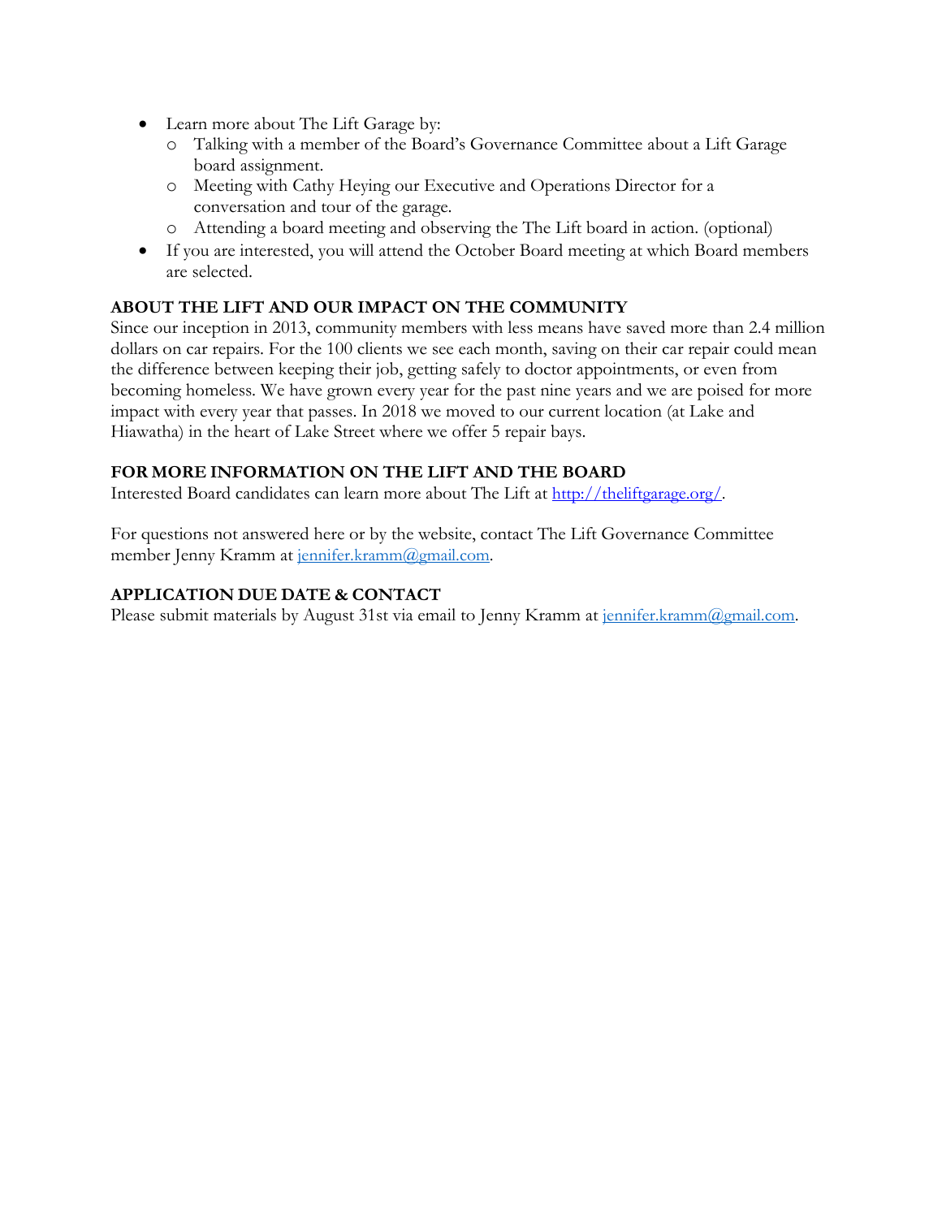- Learn more about The Lift Garage by:
  - Talking with a member of the Board's Governance Committee about a Lift Garage board assignment.
  - Meeting with Cathy Heying our Executive and Operations Director for a conversation and tour of the garage.
  - Attending a board meeting and observing the The Lift board in action. (optional)
- If you are interested, you will attend the October Board meeting at which Board members are selected.

**ABOUT THE LIFT AND OUR IMPACT ON THE COMMUNITY**

Since our inception in 2013, community members with less means have saved more than 2.4 million dollars on car repairs. For the 100 clients we see each month, saving on their car repair could mean the difference between keeping their job, getting safely to doctor appointments, or even from becoming homeless. We have grown every year for the past nine years and we are poised for more impact with every year that passes. In 2018 we moved to our current location (at Lake and Hiawatha) in the heart of Lake Street where we offer 5 repair bays.

**FOR MORE INFORMATION ON THE LIFT AND THE BOARD**

Interested Board candidates can learn more about The Lift at [http://theliftgarage.org/](http://theliftgarage.org/).

For questions not answered here or by the website, contact The Lift Governance Committee member Jenny Kramm at [jennifer.kramm@gmail.com](mailto:jennifer.kramm@gmail.com).

**APPLICATION DUE DATE & CONTACT**

Please submit materials by August 31st via email to Jenny Kramm at [jennifer.kramm@gmail.com](mailto:jennifer.kramm@gmail.com).